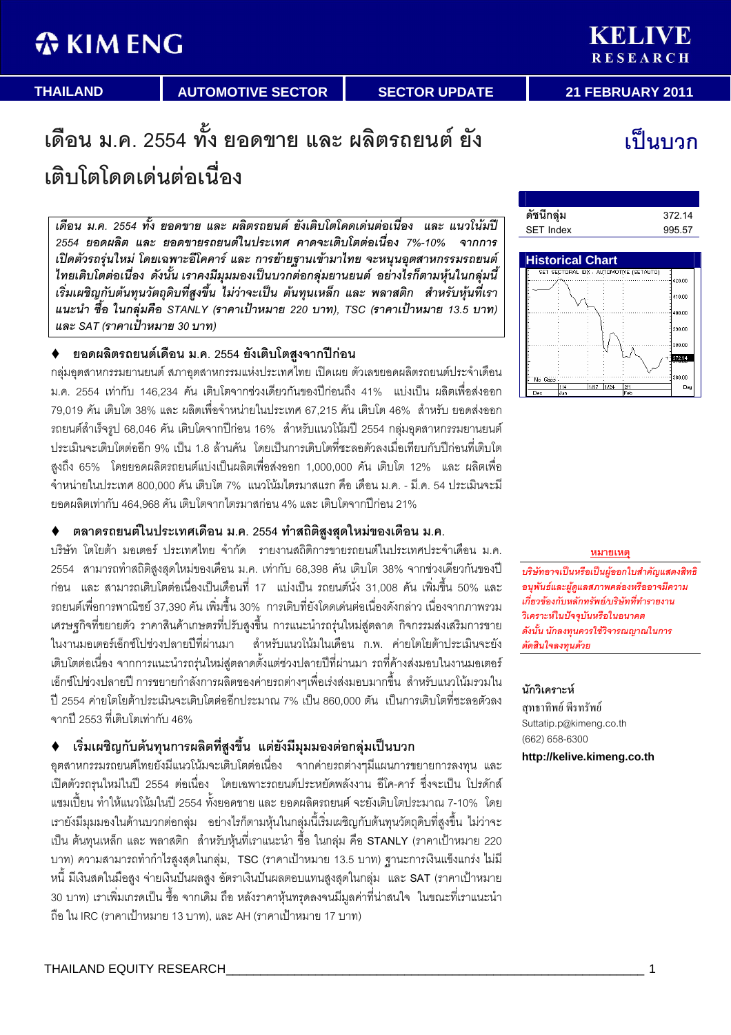KIM ENG | KELIVE RESEARCH

THAILAND | AUTOMOTIVE SECTOR | SECTOR UPDATE | 21 FEBRUARY 2011

# เดือน ม.ค. 2554 ทั้ง ยอดขาย และ ผลิตรถยนต์ ยังเติบโตโดดเด่นต่อเนื่อง

**เป็นบวก**

*เดือน ม.ค. 2554 ทั้ง ยอดขาย และ ผลิตรถยนต์ ยังเติบโตโดดเด่นต่อเนื่อง และ แนวโน้มปี 2554 ยอดผลิต และ ยอดขายรถยนต์ในประเทศ คาดจะเติบโตต่อเนื่อง 7%-10% จากการเปิดตัวรถรุ่นใหม่ โดยเฉพาะอีโคคาร์ และ การย้ายฐานเข้ามาไทย จะหนุนอุตสาหกรรมรถยนต์ไทยเติบโตต่อเนื่อง ดังนั้น เราคงมีมุมมองเป็นบวกต่อกลุ่มยานยนต์ อย่างไรก็ตามหุ้นในกลุ่มนี้เริ่มเผชิญกับต้นทุนวัตถุดิบที่สูงขึ้น ไม่ว่าจะเป็น ต้นทุนเหล็ก และ พลาสติก สำหรับหุ้นที่เราแนะนำ ซื้อ ในกลุ่มคือ STANLY (ราคาเป้าหมาย 220 บาท), TSC (ราคาเป้าหมาย 13.5 บาท) และ SAT (ราคาเป้าหมาย 30 บาท)*

| ดัชนีกลุ่ม | 372.14 |
|---|---|
| SET Index | 995.57 |

**Historical Chart**

### ♦ ยอดผลิตรถยนต์เดือน ม.ค. 2554 ยังเติบโตสูงจากปีก่อน

กลุ่มอุตสาหกรรมยานยนต์ สภาอุตสาหกรรมแห่งประเทศไทย เปิดเผย ตัวเลขยอดผลิตรถยนต์ประจำเดือน ม.ค. 2554 เท่ากับ 146,234 คัน เติบโตจากช่วงเดียวกันของปีก่อนถึง 41% แบ่งเป็น ผลิตเพื่อส่งออก 79,019 คัน เติบโต 38% และ ผลิตเพื่อจำหน่ายในประเทศ 67,215 คัน เติบโต 46% สำหรับ ยอดส่งออกรถยนต์สำเร็จรูป 68,046 คัน เติบโตจากปีก่อน 16% สำหรับแนวโน้มปี 2554 กลุ่มอุตสาหกรรมยานยนต์ประเมินจะเติบโตต่ออีก 9% เป็น 1.8 ล้านคัน โดยเป็นการเติบโตที่ชะลอตัวลงเมื่อเทียบกับปีก่อนที่เติบโตสูงถึง 65% โดยยอดผลิตรถยนต์แบ่งเป็นผลิตเพื่อส่งออก 1,000,000 คัน เติบโต 12% และ ผลิตเพื่อจำหน่ายในประเทศ 800,000 คัน เติบโต 7% แนวโน้มไตรมาสแรก คือ เดือน ม.ค. - มี.ค. 54 ประเมินจะมียอดผลิตเท่ากับ 464,968 คัน เติบโตจากไตรมาสก่อน 4% และ เติบโตจากปีก่อน 21%

### ♦ ตลาดรถยนต์ในประเทศเดือน ม.ค. 2554 ทำสถิติสูงสุดใหม่ของเดือน ม.ค.

บริษัท โตโยต้า มอเตอร์ ประเทศไทย จำกัด รายงานสถิติการขายรถยนต์ในประเทศประจำเดือน ม.ค. 2554 สามารถทำสถิติสูงสุดใหม่ของเดือน ม.ค. เท่ากับ 68,398 คัน เติบโต 38% จากช่วงเดียวกันของปีก่อน และ สามารถเติบโตต่อเนื่องเป็นเดือนที่ 17 แบ่งเป็น รถยนต์นั่ง 31,008 คัน เพิ่มขึ้น 50% และรถยนต์เพื่อการพาณิชย์ 37,390 คัน เพิ่มขึ้น 30% การเติบที่ยังโดดเด่นต่อเนื่องดังกล่าว เนื่องจากภาพรวมเศรษฐกิจที่ขยายตัว ราคาสินค้าเกษตรที่ปรับสูงขึ้น การแนะนำรถรุ่นใหม่สู่ตลาด กิจกรรมส่งเสริมการขายในงานมอเตอร์เอ็กซ์โปช่วงปลายปีที่ผ่านมา สำหรับแนวโน้มในเดือน ก.พ. ค่ายโตโยต้าประเมินจะยังเติบโตต่อเนื่อง จากการแนะนำรถรุ่นใหม่สู่ตลาดตั้งแต่ช่วงปลายปีที่ผ่านมา รถที่ค้างส่งมอบในงานมอเตอร์เอ็กซ์โปช่วงปลายปี การขยายกำลังการผลิตของค่ายรถต่างๆเพื่อเร่งส่งมอบมากขึ้น สำหรับแนวโน้มรวมในปี 2554 ค่ายโตโยต้าประเมินจะเติบโตต่ออีกประมาณ 7% เป็น 860,000 คัน เป็นการเติบโตที่ชะลอตัวลงจากปี 2553 ที่เติบโตเท่ากับ 46%

### ♦ เริ่มเผชิญกับต้นทุนการผลิตที่สูงขึ้น แต่ยังมีมุมมองต่อกลุ่มเป็นบวก

อุตสาหกรรมรถยนต์ไทยยังมีแนวโน้มจะเติบโตต่อเนื่อง จากค่ายรถต่างๆมีแผนการขยายการลงทุน และ เปิดตัวรถรุ่นใหม่ในปี 2554 ต่อเนื่อง โดยเฉพาะรถยนต์ประหยัดพลังงาน อีโค-คาร์ ซึ่งจะเป็น โปรดักส์แชมเปี้ยน ทำให้แนวโน้มในปี 2554 ทั้งยอดขาย และ ยอดผลิตรถยนต์ จะยังเติบโตประมาณ 7-10% โดยเรายังมีมุมมองในด้านบวกต่อกลุ่ม อย่างไรก็ตามหุ้นในกลุ่มนี้เริ่มเผชิญกับต้นทุนวัตถุดิบที่สูงขึ้น ไม่ว่าจะเป็น ต้นทุนเหล็ก และ พลาสติก สำหรับหุ้นที่เราแนะนำ ซื้อ ในกลุ่ม คือ STANLY (ราคาเป้าหมาย 220 บาท) ความสามารถทำกำไรสูงสุดในกลุ่ม, TSC (ราคาเป้าหมาย 13.5 บาท) ฐานะการเงินแข็งแกร่ง ไม่มีหนี้ มีเงินสดในมือสูง จ่ายเงินปันผลสูง อัตราเงินปันผลตอบแทนสูงสุดในกลุ่ม และ SAT (ราคาเป้าหมาย 30 บาท) เราเพิ่มเกรดเป็น ซื้อ จากเดิม ถือ หลังราคาหุ้นทรุดลงจนมีมูลค่าที่น่าสนใจ ในขณะที่เราแนะนำ ถือ ใน IRC (ราคาเป้าหมาย 13 บาท), และ AH (ราคาเป้าหมาย 17 บาท)

**หมายเหตุ**

*บริษัทอาจเป็นหรือเป็นผู้ออกใบสำคัญแสดงสิทธิอนุพันธ์และผู้ดูแลสภาพคล่องหรืออาจมีความเกี่ยวข้องกับหลักทรัพย์/บริษัทที่ทำรายงานวิเคราะห์ในปัจจุบันหรือในอนาคต ดังนั้น นักลงทุนควรใช้วิจารณญาณในการตัดสินใจลงทุนด้วย*

**นักวิเคราะห์**

สุทธาทิพย์ พีรทรัพย์
Suttatip.p@kimeng.co.th
(662) 658-6300

**http://kelive.kimeng.co.th**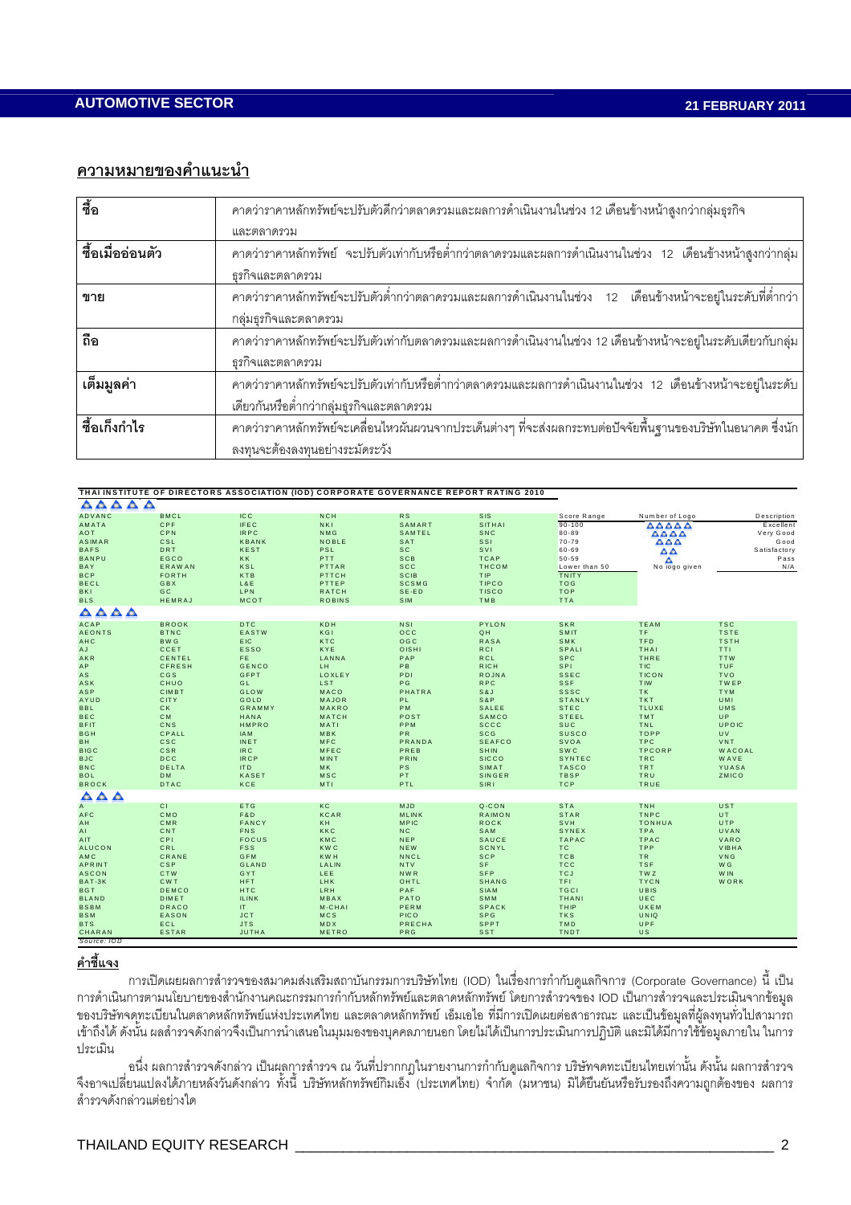## ความหมายของคำแนะนำ

| | |
|---|---|
| **ซื้อ** | คาดว่าราคาหลักทรัพย์จะปรับตัวดีกว่าตลาดรวมและผลการดำเนินงานในช่วง 12 เดือนข้างหน้าสูงกว่ากลุ่มธุรกิจและตลาดรวม |
| **ซื้อเมื่ออ่อนตัว** | คาดว่าราคาหลักทรัพย์ จะปรับตัวเท่ากับหรือต่ำกว่าตลาดรวมและผลการดำเนินงานในช่วง 12 เดือนข้างหน้าสูงกว่ากลุ่มธุรกิจและตลาดรวม |
| **ขาย** | คาดว่าราคาหลักทรัพย์จะปรับตัวต่ำกว่าตลาดรวมและผลการดำเนินงานในช่วง 12 เดือนข้างหน้าจะอยู่ในระดับที่ต่ำกว่ากลุ่มธุรกิจและตลาดรวม |
| **ถือ** | คาดว่าราคาหลักทรัพย์จะปรับตัวเท่ากับตลาดรวมและผลการดำเนินงานในช่วง 12 เดือนข้างหน้าจะอยู่ในระดับเดียวกับกลุ่มธุรกิจและตลาดรวม |
| **เต็มมูลค่า** | คาดว่าราคาหลักทรัพย์จะปรับตัวเท่ากับหรือต่ำกว่าตลาดรวมและผลการดำเนินงานในช่วง 12 เดือนข้างหน้าจะอยู่ในระดับเดียวกันหรือต่ำกว่ากลุ่มธุรกิจและตลาดรวม |
| **ซื้อเก็งกำไร** | คาดว่าราคาหลักทรัพย์จะเคลื่อนไหวผันผวนจากประเด็นต่างๆ ที่จะส่งผลกระทบต่อปัจจัยพื้นฐานของบริษัทในอนาคต ซึ่งนักลงทุนจะต้องลงทุนอย่างระมัดระวัง |

**THAI INSTITUTE OF DIRECTORS ASSOCIATION (IOD) CORPORATE GOVERNANCE REPORT RATING 2010**

| Score Range | Number of Logo | Description |
|---|---|---|
| 90-100 | 5 logos | Excellent |
| 80-89 | 4 logos | Very Good |
| 70-79 | 3 logos | Good |
| 60-69 | 2 logos | Satisfactory |
| 50-59 | 1 logo | Pass |
| Lower than 50 | No logo given | N/A |

**5 logos**

| | | | | | |
|---|---|---|---|---|---|
| ADVANC | BMCL | ICC | NCH | RS | SIS |
| AMATA | CPF | IFEC | NKI | SAMART | SITHAI |
| AOT | CPN | IRPC | NMG | SAMTEL | SNC |
| ASIMAR | CSL | KBANK | NOBLE | SAT | SSI |
| BAFS | DRT | KEST | PSL | SC | SVI |
| BANPU | EGCO | KK | PTT | SCB | TCAP |
| BAY | ERAWAN | KSL | PTTAR | SCC | THCOM |
| BCP | FORTH | KTB | PTTCH | SCIB | TIP |
| BECL | GBX | L&E | PTTEP | SCSMG | TIPCO |
| BKI | GC | LPN | RATCH | SE-ED | TISCO |
| BLS | HEMRAJ | MCOT | ROBINS | SIM | TMB |
| TNITY | TOG | TOP | TTA | | |

**4 logos**

| | | | | | | | |
|---|---|---|---|---|---|---|---|
| ACAP | BROOK | DTC | KDH | NSI | PYLON | SKR | TEAM | TSC |
| AEONTS | BTNC | EASTW | KGI | OCC | QH | SMIT | TF | TSTE |
| AHC | BWG | EIC | KTC | OGC | RASA | SMK | TFD | TSTH |
| AJ | CCET | ESSO | KYE | OISHI | RCI | SPALI | THAI | TTI |
| AKR | CENTEL | FE | LANNA | PAP | RCL | SPC | THRE | TTW |
| AP | CFRESH | GENCO | LH | PB | RICH | SPI | TIC | TUF |
| AS | CGS | GFPT | LOXLEY | PDI | ROJNA | SSEC | TICON | TVO |
| ASK | CHUO | GL | LST | PG | RPC | SSF | TIW | TWFP |
| ASP | CIMBT | GLOW | MACO | PHATRA | S&J | SSSC | TK | TYM |
| AYUD | CITY | GOLD | MAJOR | PL | S&P | STANLY | TKT | UMI |
| BBL | CK | GRAMMY | MAKRO | PM | SALEE | STEC | TLUXE | UMS |
| BEC | CM | HANA | MATCH | POST | SAMCO | STEEL | TMT | UP |
| BFIT | CNS | HMPRO | MATI | PPM | SCCC | SUC | TNL | UPOIC |
| BGH | CPALL | IAM | MBK | PR | SCG | SUSCO | TOPP | UV |
| BH | CSC | INET | MFC | PRANDA | SEAFCO | SVOA | TPC | VNT |
| BIGC | CSR | IRC | MFEC | PREB | SHIN | SWC | TPCORP | WACOAL |
| BJC | DCC | IRCP | MINT | PRIN | SICCO | SYNTEC | TRC | WAVE |
| BNC | DELTA | ITD | MK | PS | SIMAT | TASCO | TRT | YUASA |
| BOL | DM | KASET | MSC | PT | SINGER | TBSP | TRU | ZMICO |
| BROCK | DTAC | KCE | MTI | PTL | SIRI | TCP | TRUE | |

**3 logos**

| | | | | | | | | |
|---|---|---|---|---|---|---|---|---|
| A | CI | ETG | KC | MJD | Q-CON | STA | TNH | UST |
| AFC | CMO | F&D | KCAR | MLINK | RAIMON | STAR | TNPC | UT |
| AH | CMR | FANCY | KH | MPIC | ROCK | SVH | TONHUA | UTP |
| AI | CNT | FNS | KKC | NC | SAM | SYNEX | TPA | UVAN |
| AIT | CPI | FOCUS | KMC | NEP | SAUCE | TAPAC | TPAC | VARO |
| ALUCON | CRL | FSS | KWC | NEW | SCNYL | TC | TPP | VIBHA |
| AMC | CRANE | GFM | KWH | NNCL | SCP | TCB | TR | VNG |
| APRINT | CSP | GLAND | LALIN | NTV | SF | TCC | TSF | WG |
| ASCON | CTW | GYT | LEE | NWR | SFP | TCJ | TWZ | WIN |
| BAT-3K | CWT | HFT | LHK | OHTL | SHANG | TFI | TYCN | WORK |
| BGT | DEMCO | HTC | LRH | PAF | SIAM | TGCI | UBIS | |
| BLAND | DIMET | ILINK | MBAX | PATO | SMM | THANI | UEC | |
| BSBM | DRACO | IT | M-CHAI | PERM | SPACK | THIP | UKEM | |
| BSM | EASON | JCT | MCS | PICO | SPG | TKS | UNIQ | |
| BTS | ECL | JTS | MDX | PRECHA | SPPT | TMD | UPF | |
| CHARAN | ESTAR | JUTHA | METRO | PRG | SST | TNDT | US | |

Source: IOD

**คำชี้แจง**

การเปิดเผยผลการสำรวจของสมาคมส่งเสริมสถาบันกรรมการบริษัทไทย (IOD) ในเรื่องการกำกับดูแลกิจการ (Corporate Governance) นี้ เป็นการดำเนินการตามนโยบายของสำนักงานคณะกรรมการกำกับหลักทรัพย์และตลาดหลักทรัพย์ โดยการสำรวจของ IOD เป็นการสำรวจและประเมินจากข้อมูลของบริษัทจดทะเบียนในตลาดหลักทรัพย์แห่งประเทศไทย และตลาดหลักทรัพย์ เอ็มเอไอ ที่มีการเปิดเผยต่อสาธารณะ และเป็นข้อมูลที่ผู้ลงทุนทั่วไปสามารถเข้าถึงได้ ดังนั้น ผลสำรวจดังกล่าวจึงเป็นการนำเสนอในมุมมองของบุคคลภายนอก โดยไม่ได้เป็นการประเมินการปฏิบัติ และมิได้มีการใช้ข้อมูลภายใน ในการประเมิน

อนึ่ง ผลการสำรวจดังกล่าว เป็นผลการสำรวจ ณ วันที่ปรากฏในรายงานการกำกับดูแลกิจการ บริษัทจดทะเบียนไทยเท่านั้น ดังนั้น ผลการสำรวจจึงอาจเปลี่ยนแปลงได้ภายหลังวันดังกล่าว ทั้งนี้ บริษัทหลักทรัพย์กิมเอ็ง (ประเทศไทย) จำกัด (มหาชน) มิได้ยืนยันหรือรับรองถึงความถูกต้องของ ผลการสำรวจดังกล่าวแต่อย่างใด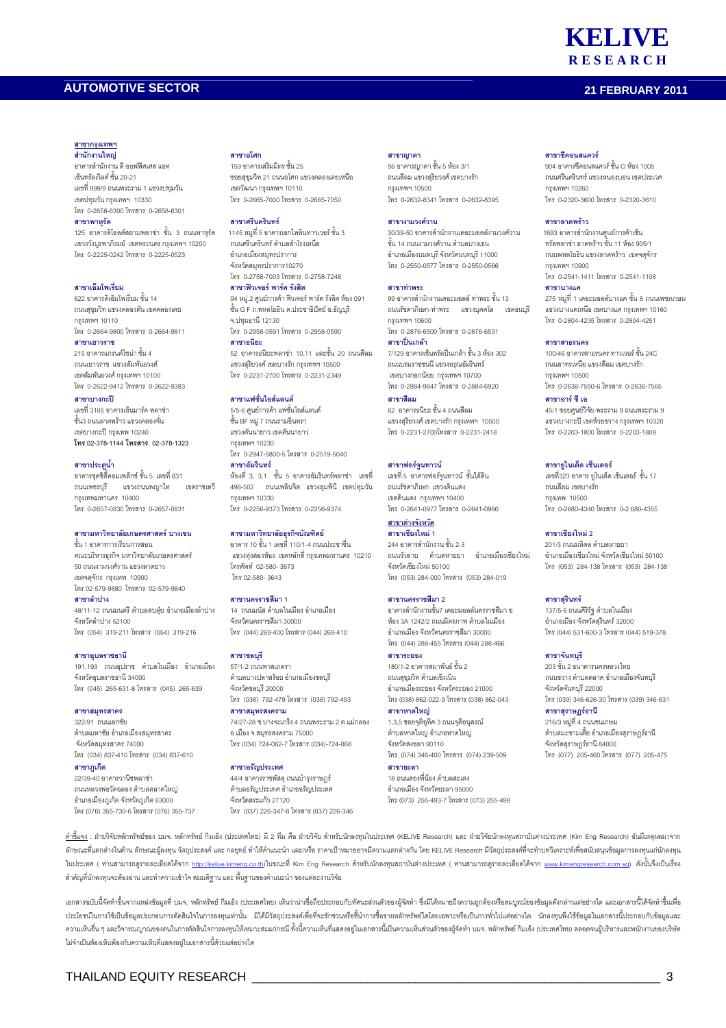### สาขากรุงเทพฯ

**สำนักงานใหญ่**
อาคารสำนักงาน ดิ ออฟฟิศเศส แอท เซ็นทรัลเวิลด์ ชั้น 20-21 เลขที่ 999/9 ถนนพระราม 1 แขวงปทุมวัน เขตปทุมวัน กรุงเทพฯ 10330
โทร 0-2658-6300 โทรสาร 0-2658-6301

**สาขาพาหุรัด**
125 อาคารดิโอลด์สยามพลาซ่า ชั้น 3 ถนนพาหุรัด แขวงวังบูรพาภิรมย์ เขตพระนคร กรุงเทพฯ 10200
โทร 0-2225-0242 โทรสาร 0-2225-0523

**สาขาเอ็มโพเรี่ยม**
622 อาคารดิเอ็มโพเรี่ยม ชั้น 14 ถนนสุขุมวิท แขวงคลองตัน เขตคลองเตย กรุงเทพฯ 10110
โทร 0-2664-9800 โทรสาร 0-2664-9811

**สาขาเยาวราช**
215 อาคารแกรนด์ไชน่า ชั้น 4 ถนนเยาวราช แขวงสัมพันธวงศ์ เขตสัมพันธวงศ์ กรุงเทพฯ 10100
โทร 0-2622-9412 โทรสาร 0-2622-9383

**สาขาบางกะปิ**
เลขที่ 3105 อาคารเดอะมอลล์ พลาซ่า ชั้น3 ถนนลาดพร้าว แขวงคลองจั่น เขตบางกะปิ กรุงเทพ 10240
**โทร.02-378-1144 โทรสาร. 02-378-1323**

**สาขาประตูน้ำ**
อาคารจุลศิริคอมเพล็กซ์ ชั้น 5 เลขที่ 831 ถนนเพชรบุรี แขวงถนนพญาไท เขตราชเทวี กรุงเทพมหานคร 10400
โทร 0-2657-0830 โทรสาร 0-2657-0831

**สาขามหาวิทยาลัยเกษตรศาสตร์ บางเขน**
ชั้น 1 อาคารการเรียนการสอน คณะบริหารธุรกิจ มหาวิทยาลัยเกษตรศาสตร์ 50 ถนนงามวงศ์วาน แขวงลาดยาว เขตจตุจักร กรุงเทพ 10900
โทร 02-579-9880 โทรสาร 02-579-9840

**สาขาลำปาง**
48/11-12 ถนนฉัตรไชย ตำบลสบตุ๋ย อำเภอเมืองลำปาง จังหวัดลำปาง 52100
โทร (054) 319-211 โทรสาร (054) 319-216

**สาขาอุบลราชธานี**
191,193 ถนนอุปราช ตำบลในเมือง อำเภอเมือง จังหวัดอุบลราชธานี 34000
โทร (045) 265-631-8 โทรสาร (045) 265-639

**สาขาสมุทรสาคร**
322/91 ถนนเอกชัย ตำบลมหาชัย อำเภอเมืองสมุทรสาคร จังหวัดสมุทรสาคร 74000
โทร (034) 837-410 โทรสาร (034) 837-610

**สาขาภูเก็ต**
22/39-40 อาคารวานิชพลาซ่า ถนนหลวงพ่อวัดฉลอง ตำบลตลาดใหญ่ อำเภอเมืองภูเก็ต จังหวัดภูเก็ต 83000
โทร (076) 355-730-6 โทรสาร (076) 355-737

**สาขาโศก**
159 อาคารเสริมมิตร ชั้น 25 ซอยสุขุมวิท 21 ถนนอโศก แขวงคลองเตยเหนือ เขตวัฒนา กรุงเทพฯ 10110
โทร 0-2665-7000 โทรสาร 0-2665-7050

**สาขาศรีนครินทร์**
1145 หมู่ที่ 5 อาคารเอกไพลินทาวเวอร์ ชั้น 3 ถนนศรีนครินทร์ ตำบลสำโรงเหนือ อำเภอเมืองสมุทรปราการ จังหวัดสมุทรปราการ10270
โทร 0-2758-7003 โทรสาร 0-2758-7248

**สาขาฟิวเจอร์ พาร์ค รังสิต**
94 หมู่ 2 ศูนย์การค้า ฟิวเจอร์ พาร์ค รังสิต ห้อง 091 ชั้น G F ถ.พหลโยธิน ต.ประชาธิปัตย์ อ.ธัญบุรี จ.ปทุมธานี 12130
โทร 0-2958-0591 โทรสาร 0-2958-0590

**สาขาธนิยะ**
52 อาคารธนิยะพลาซ่า ชั้น 10,11 และชั้น 20 ถนนสีลม แขวงสุริยวงศ์ เขตบางรัก กรุงเทพฯ 10500
โทร 0-2231-2700 โทรสาร 0-2231-2349

**สาขาแฟชั่นไอส์แลนด์**
5/5-6 ศูนย์การค้า แฟชั่นไอส์แลนด์ ชั้น BF หมู่ 7 ถนนรามอินทรา แขวงคันนายาว เขตคันนายาว กรุงเทพฯ 10230
โทร 0-2947-5800-5 โทรสาร 0-2519-5040

**สาขาอัมรินทร์**
ห้องที่ 3, 3.1 ชั้น 5 อาคารอัมรินทร์พลาซ่า เลขที่ 496-502 ถนนเพลินจิต แขวงลุมพินี เขตปทุมวัน กรุงเทพฯ 10330
โทร 0-2256-9373 โทรสาร 0-2256-9374

**สาขามหาวิทยาลัยธุรกิจบัณฑิตย์**
อาคาร 10 ชั้น 1 เลขที่ 110/1-4 ถนนประชาชื่น แขวงทุ่งสองห้อง เขตหลักสี่ กรุงเทพมหานคร 10210
โทรศัพท์ 02-580- 3673
โทร 02-580- 3643

**สาขานครราชสีมา 1**
14 ถนนมนัส ตำบลในเมือง อำเภอเมือง จังหวัดนครราชสีมา 30000
โทร (044) 269-400 โทรสาร (044) 269-410

**สาขาชลบุรี**
57/1-2 ถนนพาสเภตรา ตำบลบางปลาสร้อย อำเภอเมืองชลบุรี จังหวัดชลบุรี 20000
โทร (038) 792-479 โทรสาร (038) 792-493

**สาขาสมุทรสงคราม**
74/27-28 ซ.บางจะเกร็ง 4 ถนนพระราม 2 ต.แม่กลอง อ.เมือง จ.สมุทรสงคราม 75000
โทร (034) 724-062-7 โทรสาร (034)-724-068

**สาขาอรัญประเทศ**
44/4 อาคารราชพัสดุ ถนนบำรุงราษฎร์ ตำบลอรัญประเทศ อำเภออรัญประเทศ จังหวัดสระแก้ว 27120
โทร (037) 226-347-8 โทรสาร (037) 226-346

**สาขาญาดา**
56 อาคารญาดา ชั้น 5 ห้อง 3/1 ถนนสีลม แขวงสุริยวงศ์ เขตบางรัก กรุงเทพฯ 10500
โทร 0-2632-8341 โทรสาร 0-2632-8395

**สาขางามวงศ์วาน**
30/39-50 อาคารสำนักงานเดอะมอลล์งามวงศ์วาน ชั้น 14 ถนนงามวงศ์วาน ตำบลบางเขน อำเภอเมืองนนทบุรี จังหวัดนนทบุรี 11000
โทร 0-2550-0577 โทรสาร 0-2550-0566

**สาขาท่าพระ**
99 อาคารสำนักงานเดอะมอลล์ ท่าพระ ชั้น 13 ถนนรัชดาภิเษก-ท่าพระ แขวงบุคคโล เขตธนบุรี กรุงเทพฯ 10600
โทร 0-2876-6500 โทรสาร 0-2876-6531

**สาขาปิ่นเกล้า**
7/129 อาคารเซ็นทรัลปิ่นเกล้า ชั้น 3 ห้อง 302 ถนนบรมราชชนนี แขวงอรุณอัมรินทร์ เขตบางกอกน้อย กรุงเทพฯ 10700
โทร 0-2884-9847 โทรสาร 0-2884-6920

**สาขาสีลม**
62 อาคารธนิยะ ชั้น 4 ถนนสีลม แขวงสุริยวงศ์ เขตบางรัก กรุงเทพฯ 10500
โทร 0-2231-2700โทรสาร 0-2231-2418

**สาขาฟอร์จูนทาวน์**
เลขที่ 5 อาคารฟอร์จูนทาวน์ ชั้นใต้ดิน ถนนรัชดาภิเษก แขวงดินแดง เขตดินแดง กรุงเทพฯ 10400
โทร 0-2641-0977 โทรสาร 0-2641-0966

### สาขาต่างจังหวัด

**สาขาเชียงใหม่ 1**
244 อาคารสำนักงาน ชั้น 2-3 ถนนวัวลาย ตำบลหายยา อำเภอเมืองเชียงใหม่ จังหวัดเชียงใหม่ 50100
โทร (053) 284-000 โทรสาร (053) 284-019

**สาขานครราชสีมา 2**
อาคารสำนักงานชั้น7 เดอะมอลล์นครราชสีมา ข ห้อง 3A 1242/2 ถนนมิตรภาพ ตำบลในเมือง อำเภอเมือง จังหวัดนครราชสีมา 30000
โทร (044) 288-455 โทรสาร (044) 288-466

**สาขาระยอง**
180/1-2 อาคารสมาพันธ์ ชั้น 2 ถนนสุขุมวิท ตำบลเชิงเนิน อำเภอเมืองระยอง จังหวัดระยอง 21000
โทร (038) 862-022-9 โทรสาร (038) 862-043

**สาขาหาดใหญ่**
1,3,5 ซอยจุติอุทิศ 3 ถนนจุติอนุสรณ์ ตำบลหาดใหญ่ อำเภอหาดใหญ่ จังหวัดสงขลา 90110
โทร (074) 346-400 โทรสาร (074) 239-509

**สาขายะลา**
18 ถนนสองพี่น้อง ตำบลสะเตง อำเภอเมือง จังหวัดยะลา 95000
โทร (073) 255-493-7 โทรสาร (073) 255-498

**สาขาซีคอนสแควร์**
904 อาคารซีคอนสแควร์ ชั้น G ห้อง 1005 ถนนศรีนครินทร์ แขวงหนองบอน เขตประเวศ กรุงเทพฯ 10260
โทร 0-2320-3600 โทรสาร 0-2320-3610

**สาขาลาดพร้าว**
1693 อาคารสำนักงานศูนย์การค้าเซ็นทรัลพลาซ่า ลาดพร้าว ชั้น 11 ห้อง 905/1 ถนนพหลโยธิน แขวงลาดพร้าว เขตจตุจักร กรุงเทพฯ 10900
โทร 0-2541-1411 โทรสาร 0-2541-1108

**สาขาบางแค**
275 หมู่ที่ 1 เดอะมอลล์บางแค ชั้น 8 ถนนเพชรเกษม แขวงบางแคเหนือ เขตบางแค กรุงเทพฯ 10160
โทร 0-2804-4235 โทรสาร 0-2804-4251

**สาขาสาธรนคร**
100/46 อาคารสาธรนคร ทาวเวอร์ ชั้น 24C ถนนสาทรเหนือ แขวงสีลม เขตบางรัก กรุงเทพฯ 10500
โทร 0-2636-7550-6 โทรสาร 0-2636-7565

**สาขาอาร์ ซี เอ**
45/1 ซอยศูนย์วิจัย-พระราม 9 ถนนพระราม 9 แขวงบางกะปิ เขตห้วยขวาง กรุงเทพฯ 10320
โทร 0-2203-1800 โทรสาร 0-2203-1809

**สาขายูไนเต็ด เซ็นเตอร์**
เลขที่323 อาคาร ยูไนเต็ด เซ็นเตอร์ ชั้น 17 ถนนสีลม เขตบางรัก กรุงเทพ 10500
โทร 0-2680-4340 โทรสาร 0-2 680-4355

**สาขาเชียงใหม่ 2**
201/3 ถนนมหิดล ตำบลหายยา อำเภอเมืองเชียงใหม่ จังหวัดเชียงใหม่ 50100
โทร (053) 284-138 โทรสาร (053) 284-138

**สาขาสุรินทร์**
137/5-6 ถนนศิริรัฐ ตำบลในเมือง อำเภอเมือง จังหวัดสุรินทร์ 32000
โทร (044) 531-600-3 โทรสาร (044) 519-378

**สาขาจันทบุรี**
203 ชั้น 2 ธนาคารนครหลวงไทย ถนนเขาวง ตำบลตลาด อำเภอเมืองจันทบุรี จังหวัดจันทบุรี 22000
โทร (039) 346-626-30 โทรสาร (039) 346-631

**สาขาสุราษฎร์ธานี**
216/3 หมู่ที่ 4 ถนนชนเกษม ตำบลมะขามเตี้ย อำเภอเมืองสุราษฎร์ธานี จังหวัดสุราษฎร์ธานี 84000
โทร (077) 205-460 โทรสาร (077) 205-475

คำชี้แจง : ฝ่ายวิจัยหลักทรัพย์ของ บมจ. หลักทรัพย์ กิมเอ็ง (ประเทศไทย) มี 2 ทีม คือ ฝ่ายวิจัย สำหรับนักลงทุนในประเทศ (KELIVE Research) และ ฝ่ายวิจัยนักลงทุนสถาบันต่างประเทศ (Kim Eng Research) อันมีเหตุผลมาจากลักษณะที่แตกต่างในด้าน ลักษณะผู้ลงทุน วัตถุประสงค์ และ กลยุทธ์ ทำให้คำแนะนำ และ/หรือ ราคาเป้าหมายอาจมีความแตกต่างกัน โดย KELIVE Research มีวัตถุประสงค์ที่จะทำบทวิเคราะห์เพื่อสนับสนุนข้อมูลการลงทุนแก่นักลงทุนในประเทศ ( ท่านสามารถดูรายละเอียดได้จาก http://kelive.kimeng.co.th)ในขณะที่ Kim Eng Research สำหรับนักลงทุนสถาบันต่างประเทศ ( ท่านสามารถดูรายละเอียดได้จาก www.kimengresearch.com.sg). ดังนั้นจึงเป็นเรื่องสำคัญที่นักลงทุนจะต้องอ่าน และทำความเข้าใจ สมมติฐาน และ พื้นฐานของคำแนะนำ ของแต่ละงานวิจัย

เอกสารฉบับนี้จัดทำขึ้นจากแหล่งข้อมูลที่ บมจ. หลักทรัพย์ กิมเอ็ง (ประเทศไทย) เห็นว่าน่าเชื่อถือประกอบกับทัศนะส่วนตัวของผู้จัดทำ ซึ่งมิได้หมายถึงความถูกต้องหรือสมบูรณ์ของข้อมูลดังกล่าวแต่อย่างใด และเอกสารนี้ได้จัดทำขึ้นเพื่อประโยชน์ในการใช้เป็นข้อมูลประกอบการตัดสินใจในการลงทุนเท่านั้น มิได้มีวัตถุประสงค์เพื่อชี้นำหรือชักชวนหรือชี้นำการซื้อขายหลักทรัพย์ใดโดยเฉพาะหรือเป็นการทั่วไปแต่อย่างใด นักลงทุนพึงใช้ข้อมูลในเอกสารนี้ประกอบกับข้อมูลและความเห็นอื่น ๆ และวิจารณญาณของตนในการตัดสินใจการลงทุนให้เหมาะสมแก่กรณี ทั้งนี้ความเห็นที่แสดงอยู่ในเอกสารนี้เป็นความเห็นส่วนตัวของผู้จัดทำ บมจ. หลักทรัพย์ กิมเอ็ง (ประเทศไทย) ตลอดจนผู้บริหารและพนักงานของบริษัท ไม่จำเป็นต้องเห็นพ้องกับความเห็นที่แสดงอยู่ในเอกสารนี้ด้วยแต่อย่างใด